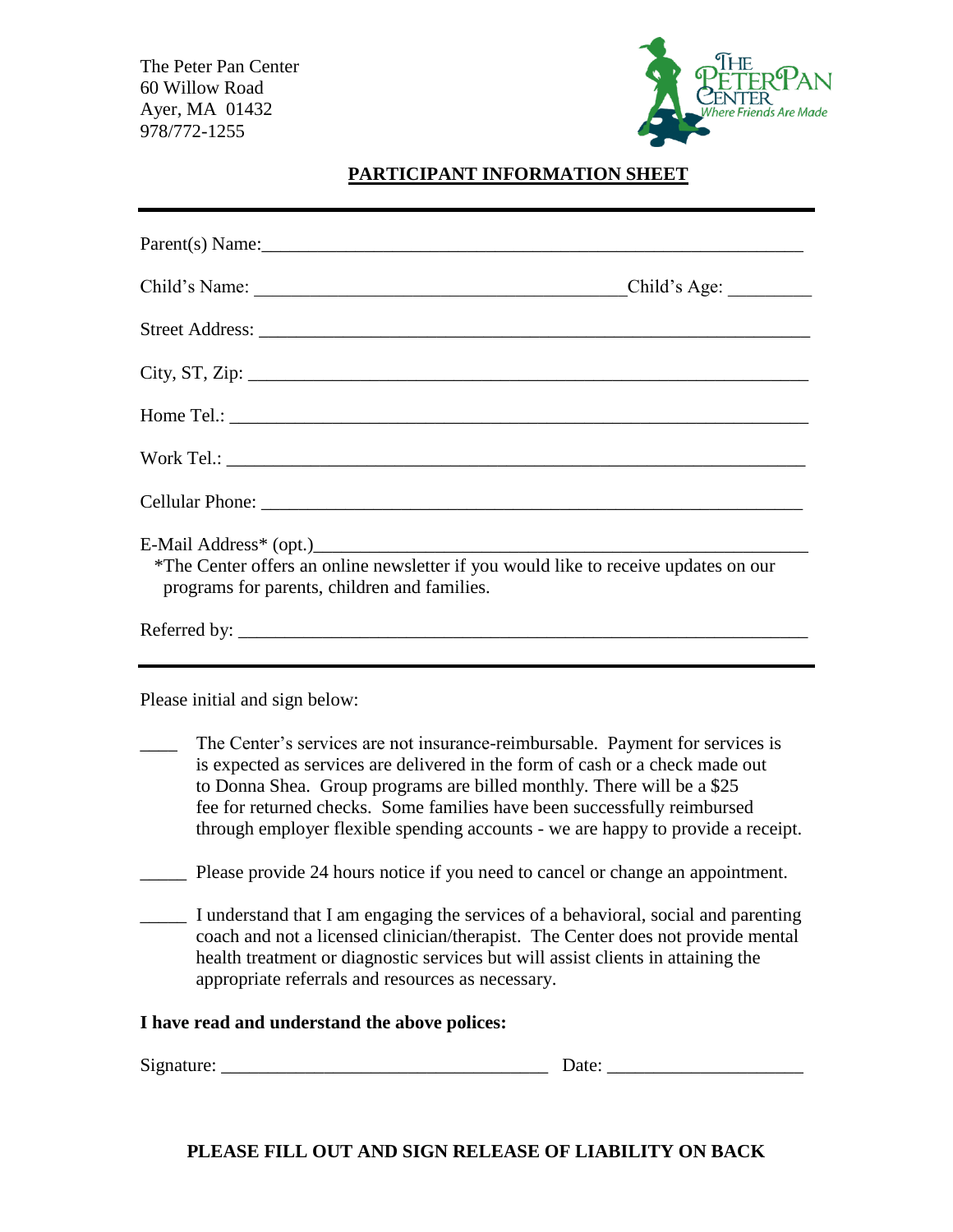The Peter Pan Center
60 Willow Road
Ayer, MA 01432
978/772-1255

The Peter Pan Center
*Where Friends Are Made*

## PARTICIPANT INFORMATION SHEET

---

Parent(s) Name:_______________________________________________________________

Child's Name: ________________________________________Child's Age: _________

Street Address: _________________________________________________________________

City, ST, Zip: __________________________________________________________________

Home Tel.: ______________________________________________________________________

Work Tel.: ______________________________________________________________________

Cellular Phone: _________________________________________________________________

E-Mail Address* (opt.)___________________________________________________________
*The Center offers an online newsletter if you would like to receive updates on our programs for parents, children and families.

Referred by: ____________________________________________________________________

---

Please initial and sign below:

____ The Center's services are not insurance-reimbursable. Payment for services is is expected as services are delivered in the form of cash or a check made out to Donna Shea. Group programs are billed monthly. There will be a $25 fee for returned checks. Some families have been successfully reimbursed through employer flexible spending accounts - we are happy to provide a receipt.

_____ Please provide 24 hours notice if you need to cancel or change an appointment.

_____ I understand that I am engaging the services of a behavioral, social and parenting coach and not a licensed clinician/therapist. The Center does not provide mental health treatment or diagnostic services but will assist clients in attaining the appropriate referrals and resources as necessary.

**I have read and understand the above polices:**

Signature: ___________________________________ Date: _____________________

**PLEASE FILL OUT AND SIGN RELEASE OF LIABILITY ON BACK**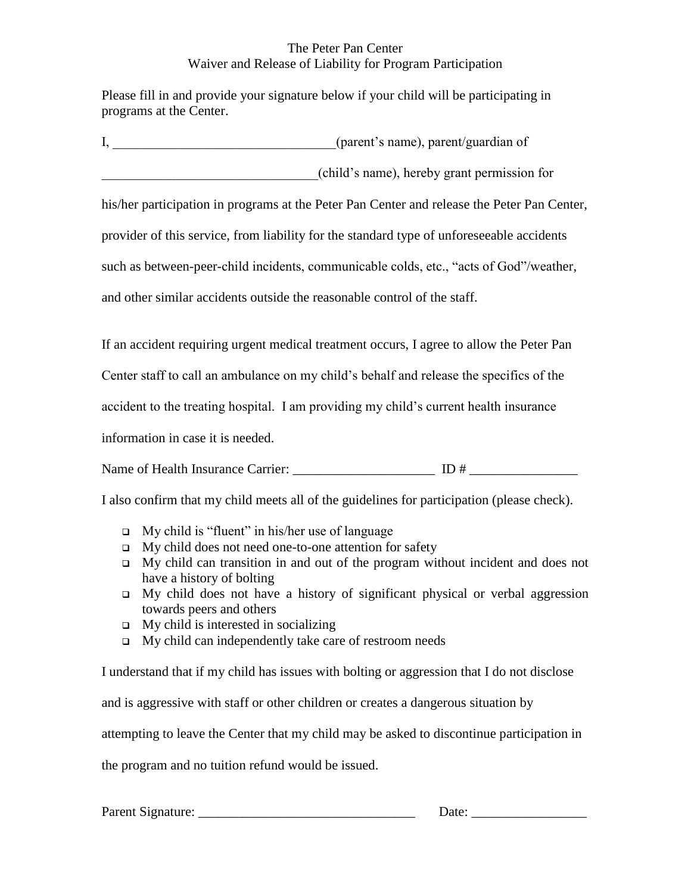The Peter Pan Center
Waiver and Release of Liability for Program Participation

Please fill in and provide your signature below if your child will be participating in programs at the Center.

I, ________________________________(parent's name), parent/guardian of

________________________________(child's name), hereby grant permission for

his/her participation in programs at the Peter Pan Center and release the Peter Pan Center, provider of this service, from liability for the standard type of unforeseeable accidents such as between-peer-child incidents, communicable colds, etc., "acts of God"/weather, and other similar accidents outside the reasonable control of the staff.

If an accident requiring urgent medical treatment occurs, I agree to allow the Peter Pan Center staff to call an ambulance on my child's behalf and release the specifics of the accident to the treating hospital. I am providing my child's current health insurance information in case it is needed.

Name of Health Insurance Carrier: _____________________ ID # ________________

I also confirm that my child meets all of the guidelines for participation (please check).

- ☐ My child is "fluent" in his/her use of language
- ☐ My child does not need one-to-one attention for safety
- ☐ My child can transition in and out of the program without incident and does not have a history of bolting
- ☐ My child does not have a history of significant physical or verbal aggression towards peers and others
- ☐ My child is interested in socializing
- ☐ My child can independently take care of restroom needs

I understand that if my child has issues with bolting or aggression that I do not disclose and is aggressive with staff or other children or creates a dangerous situation by attempting to leave the Center that my child may be asked to discontinue participation in the program and no tuition refund would be issued.

Parent Signature: ________________________________ Date: _________________